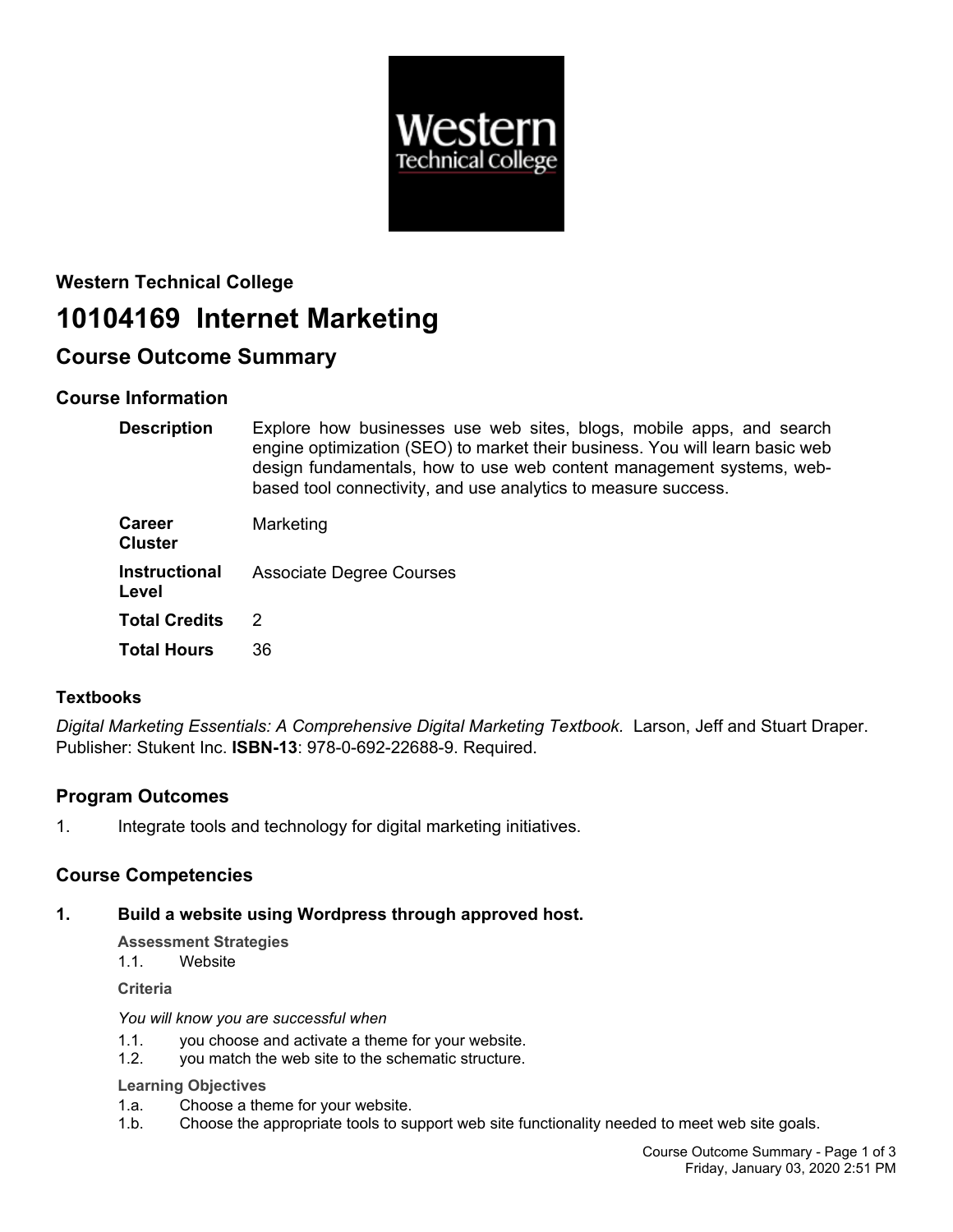## Western Technical College

# 10104169 Internet Marketing

## Course Outcome Summary

### Course Information

**Description** Explore how businesses use web sites, blogs, mobile apps, and search engine optimization (SEO) to market their business. You will learn basic web design fundamentals, how to use web content management systems, web-based tool connectivity, and use analytics to measure success.

**Career Cluster** Marketing

**Instructional Level** Associate Degree Courses

**Total Credits** 2

**Total Hours** 36

### Textbooks

*Digital Marketing Essentials: A Comprehensive Digital Marketing Textbook.* Larson, Jeff and Stuart Draper. Publisher: Stukent Inc. **ISBN-13**: 978-0-692-22688-9. Required.

### Program Outcomes

1. Integrate tools and technology for digital marketing initiatives.

### Course Competencies

**1. Build a website using Wordpress through approved host.**

**Assessment Strategies**

1.1. Website

**Criteria**

*You will know you are successful when*

1.1. you choose and activate a theme for your website.
1.2. you match the web site to the schematic structure.

**Learning Objectives**

1.a. Choose a theme for your website.
1.b. Choose the appropriate tools to support web site functionality needed to meet web site goals.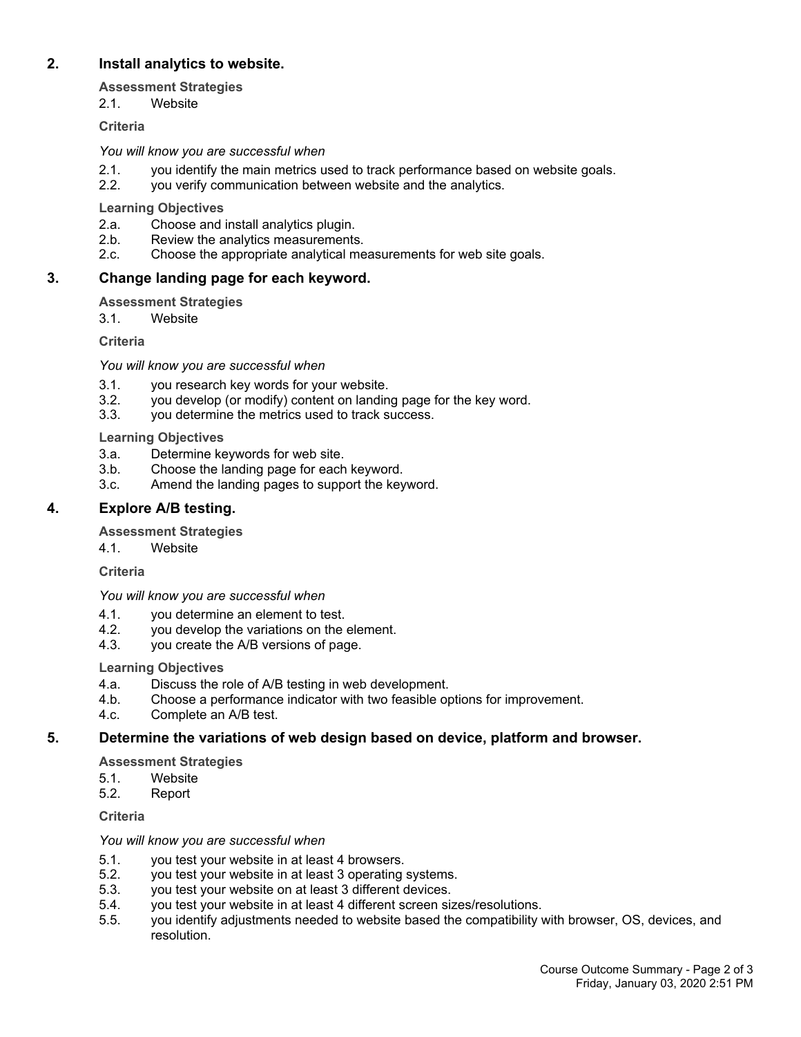## 2. Install analytics to website.

**Assessment Strategies**

2.1. Website

**Criteria**

*You will know you are successful when*

2.1. you identify the main metrics used to track performance based on website goals.
2.2. you verify communication between website and the analytics.

**Learning Objectives**

2.a. Choose and install analytics plugin.
2.b. Review the analytics measurements.
2.c. Choose the appropriate analytical measurements for web site goals.

## 3. Change landing page for each keyword.

**Assessment Strategies**

3.1. Website

**Criteria**

*You will know you are successful when*

3.1. you research key words for your website.
3.2. you develop (or modify) content on landing page for the key word.
3.3. you determine the metrics used to track success.

**Learning Objectives**

3.a. Determine keywords for web site.
3.b. Choose the landing page for each keyword.
3.c. Amend the landing pages to support the keyword.

## 4. Explore A/B testing.

**Assessment Strategies**

4.1. Website

**Criteria**

*You will know you are successful when*

4.1. you determine an element to test.
4.2. you develop the variations on the element.
4.3. you create the A/B versions of page.

**Learning Objectives**

4.a. Discuss the role of A/B testing in web development.
4.b. Choose a performance indicator with two feasible options for improvement.
4.c. Complete an A/B test.

## 5. Determine the variations of web design based on device, platform and browser.

**Assessment Strategies**

5.1. Website
5.2. Report

**Criteria**

*You will know you are successful when*

5.1. you test your website in at least 4 browsers.
5.2. you test your website in at least 3 operating systems.
5.3. you test your website on at least 3 different devices.
5.4. you test your website in at least 4 different screen sizes/resolutions.
5.5. you identify adjustments needed to website based the compatibility with browser, OS, devices, and resolution.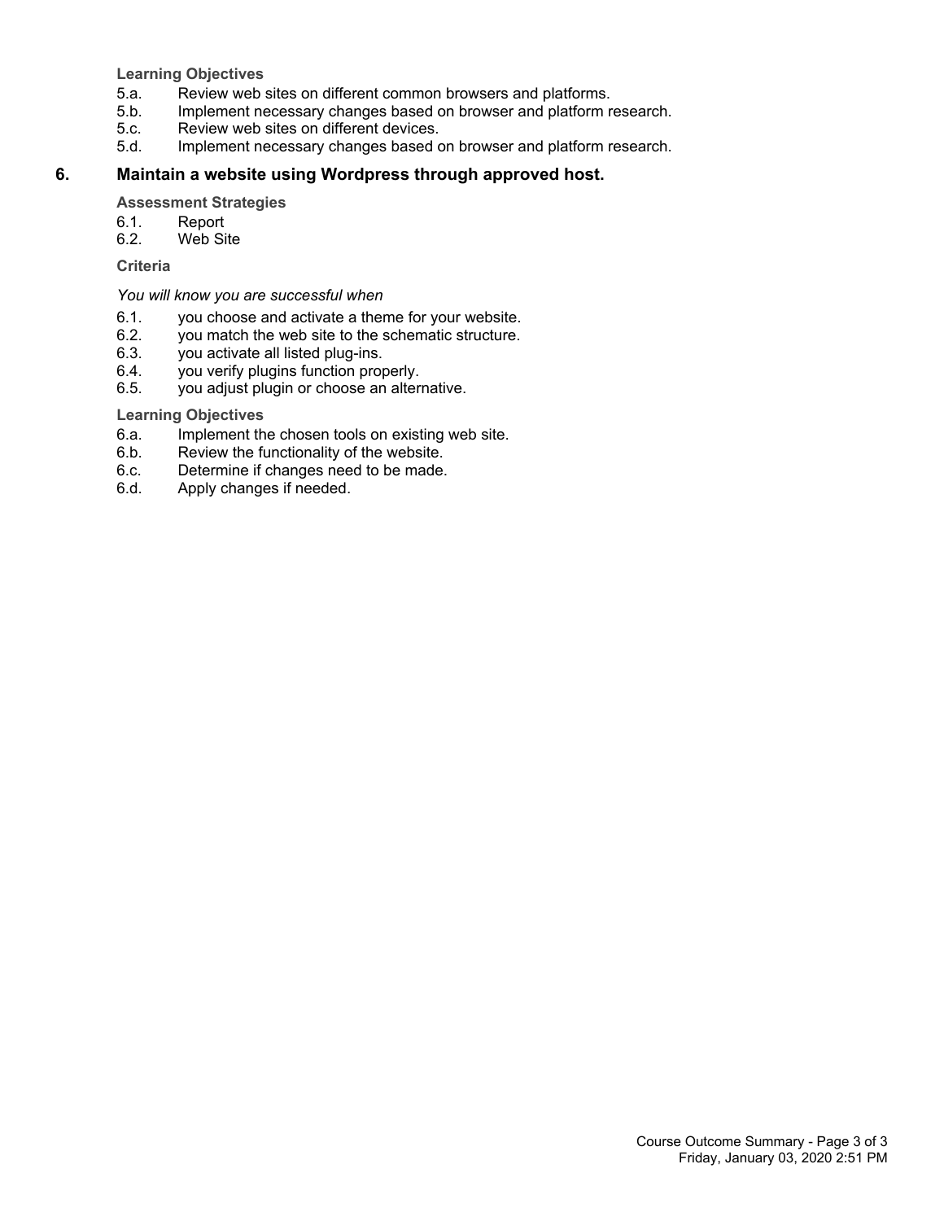**Learning Objectives**

5.a. Review web sites on different common browsers and platforms.
5.b. Implement necessary changes based on browser and platform research.
5.c. Review web sites on different devices.
5.d. Implement necessary changes based on browser and platform research.

## 6. Maintain a website using Wordpress through approved host.

**Assessment Strategies**

6.1. Report
6.2. Web Site

**Criteria**

*You will know you are successful when*

6.1. you choose and activate a theme for your website.
6.2. you match the web site to the schematic structure.
6.3. you activate all listed plug-ins.
6.4. you verify plugins function properly.
6.5. you adjust plugin or choose an alternative.

**Learning Objectives**

6.a. Implement the chosen tools on existing web site.
6.b. Review the functionality of the website.
6.c. Determine if changes need to be made.
6.d. Apply changes if needed.